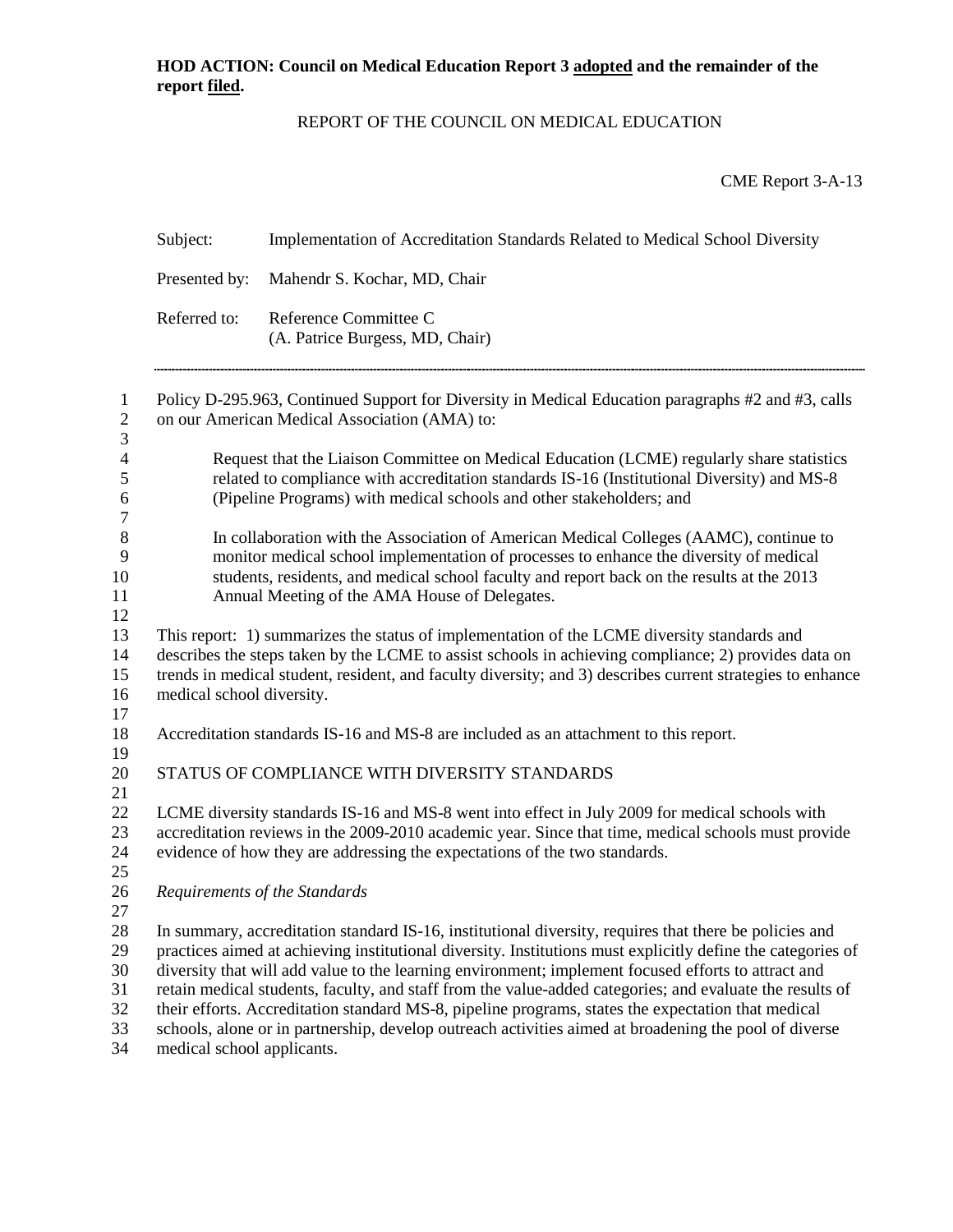**HOD ACTION: Council on Medical Education Report 3 adopted and the remainder of the report filed.**

REPORT OF THE COUNCIL ON MEDICAL EDUCATION

CME Report 3-A-13

Subject: Implementation of Accreditation Standards Related to Medical School Diversity

Presented by: Mahendr S. Kochar, MD, Chair

Referred to: Reference Committee C (A. Patrice Burgess, MD, Chair)

---

Policy D-295.963, Continued Support for Diversity in Medical Education paragraphs #2 and #3, calls on our American Medical Association (AMA) to:

> Request that the Liaison Committee on Medical Education (LCME) regularly share statistics related to compliance with accreditation standards IS-16 (Institutional Diversity) and MS-8 (Pipeline Programs) with medical schools and other stakeholders; and
>
> In collaboration with the Association of American Medical Colleges (AAMC), continue to monitor medical school implementation of processes to enhance the diversity of medical students, residents, and medical school faculty and report back on the results at the 2013 Annual Meeting of the AMA House of Delegates.

This report: 1) summarizes the status of implementation of the LCME diversity standards and describes the steps taken by the LCME to assist schools in achieving compliance; 2) provides data on trends in medical student, resident, and faculty diversity; and 3) describes current strategies to enhance medical school diversity.

Accreditation standards IS-16 and MS-8 are included as an attachment to this report.

## STATUS OF COMPLIANCE WITH DIVERSITY STANDARDS

LCME diversity standards IS-16 and MS-8 went into effect in July 2009 for medical schools with accreditation reviews in the 2009-2010 academic year. Since that time, medical schools must provide evidence of how they are addressing the expectations of the two standards.

*Requirements of the Standards*

In summary, accreditation standard IS-16, institutional diversity, requires that there be policies and practices aimed at achieving institutional diversity. Institutions must explicitly define the categories of diversity that will add value to the learning environment; implement focused efforts to attract and retain medical students, faculty, and staff from the value-added categories; and evaluate the results of their efforts. Accreditation standard MS-8, pipeline programs, states the expectation that medical schools, alone or in partnership, develop outreach activities aimed at broadening the pool of diverse medical school applicants.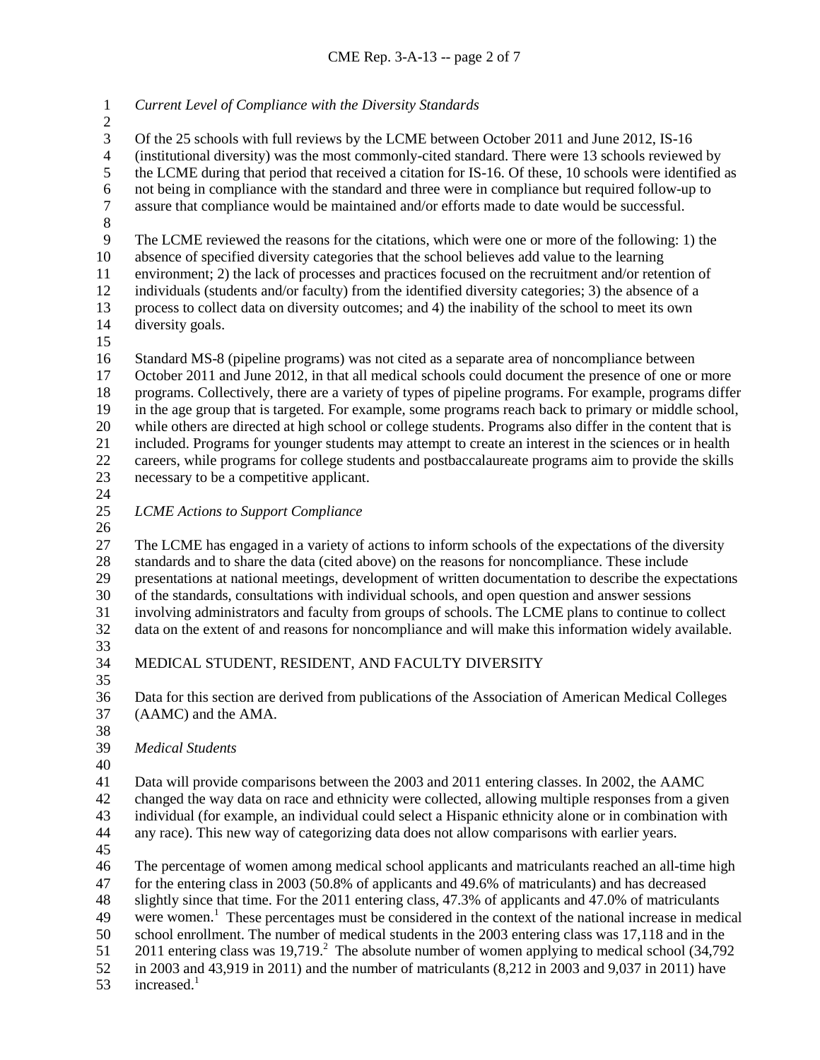*Current Level of Compliance with the Diversity Standards*

Of the 25 schools with full reviews by the LCME between October 2011 and June 2012, IS-16 (institutional diversity) was the most commonly-cited standard. There were 13 schools reviewed by the LCME during that period that received a citation for IS-16. Of these, 10 schools were identified as not being in compliance with the standard and three were in compliance but required follow-up to assure that compliance would be maintained and/or efforts made to date would be successful.

The LCME reviewed the reasons for the citations, which were one or more of the following: 1) the absence of specified diversity categories that the school believes add value to the learning environment; 2) the lack of processes and practices focused on the recruitment and/or retention of individuals (students and/or faculty) from the identified diversity categories; 3) the absence of a process to collect data on diversity outcomes; and 4) the inability of the school to meet its own diversity goals.

Standard MS-8 (pipeline programs) was not cited as a separate area of noncompliance between October 2011 and June 2012, in that all medical schools could document the presence of one or more programs. Collectively, there are a variety of types of pipeline programs. For example, programs differ in the age group that is targeted. For example, some programs reach back to primary or middle school, while others are directed at high school or college students. Programs also differ in the content that is included. Programs for younger students may attempt to create an interest in the sciences or in health careers, while programs for college students and postbaccalaureate programs aim to provide the skills necessary to be a competitive applicant.

*LCME Actions to Support Compliance*

The LCME has engaged in a variety of actions to inform schools of the expectations of the diversity standards and to share the data (cited above) on the reasons for noncompliance. These include presentations at national meetings, development of written documentation to describe the expectations of the standards, consultations with individual schools, and open question and answer sessions involving administrators and faculty from groups of schools. The LCME plans to continue to collect data on the extent of and reasons for noncompliance and will make this information widely available.

## MEDICAL STUDENT, RESIDENT, AND FACULTY DIVERSITY

Data for this section are derived from publications of the Association of American Medical Colleges (AAMC) and the AMA.

*Medical Students*

Data will provide comparisons between the 2003 and 2011 entering classes. In 2002, the AAMC changed the way data on race and ethnicity were collected, allowing multiple responses from a given individual (for example, an individual could select a Hispanic ethnicity alone or in combination with any race). This new way of categorizing data does not allow comparisons with earlier years.

The percentage of women among medical school applicants and matriculants reached an all-time high for the entering class in 2003 (50.8% of applicants and 49.6% of matriculants) and has decreased slightly since that time. For the 2011 entering class, 47.3% of applicants and 47.0% of matriculants were women.[1] These percentages must be considered in the context of the national increase in medical school enrollment. The number of medical students in the 2003 entering class was 17,118 and in the 2011 entering class was 19,719.[2] The absolute number of women applying to medical school (34,792 in 2003 and 43,919 in 2011) and the number of matriculants (8,212 in 2003 and 9,037 in 2011) have increased.[1]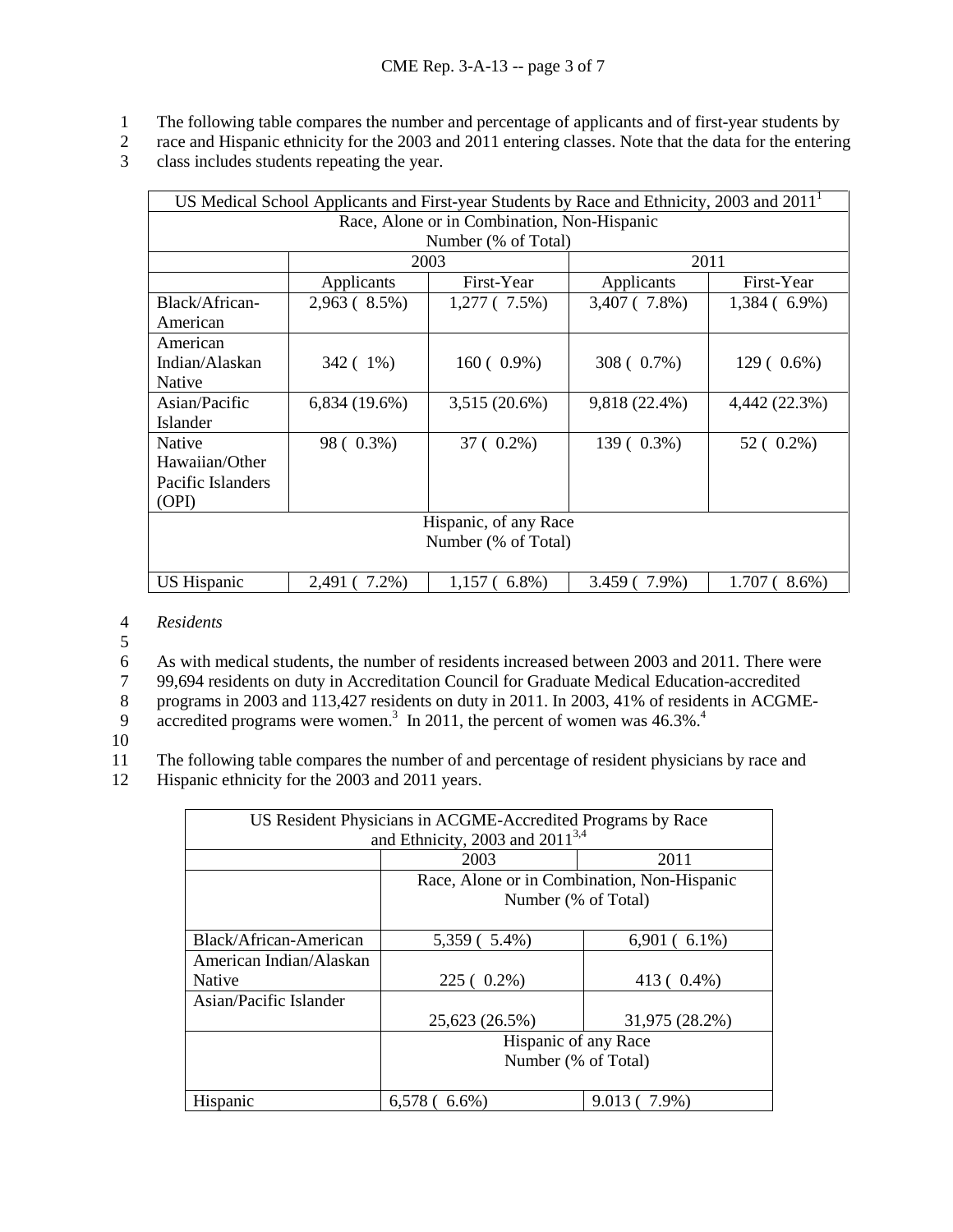The following table compares the number and percentage of applicants and of first-year students by race and Hispanic ethnicity for the 2003 and 2011 entering classes. Note that the data for the entering class includes students repeating the year.

| US Medical School Applicants and First-year Students by Race and Ethnicity, 2003 and 2011[1] | | | | |
|---|---|---|---|---|
| Race, Alone or in Combination, Non-Hispanic Number (% of Total) | | | | |
| | 2003 | | 2011 | |
| | Applicants | First-Year | Applicants | First-Year |
| Black/African-American | 2,963 ( 8.5%) | 1,277 ( 7.5%) | 3,407 ( 7.8%) | 1,384 ( 6.9%) |
| American Indian/Alaskan Native | 342 ( 1%) | 160 ( 0.9%) | 308 ( 0.7%) | 129 ( 0.6%) |
| Asian/Pacific Islander | 6,834 (19.6%) | 3,515 (20.6%) | 9,818 (22.4%) | 4,442 (22.3%) |
| Native Hawaiian/Other Pacific Islanders (OPI) | 98 ( 0.3%) | 37 ( 0.2%) | 139 ( 0.3%) | 52 ( 0.2%) |
| Hispanic, of any Race Number (% of Total) | | | | |
| US Hispanic | 2,491 ( 7.2%) | 1,157 ( 6.8%) | 3.459 ( 7.9%) | 1.707 ( 8.6%) |

*Residents*

As with medical students, the number of residents increased between 2003 and 2011. There were 99,694 residents on duty in Accreditation Council for Graduate Medical Education-accredited programs in 2003 and 113,427 residents on duty in 2011. In 2003, 41% of residents in ACGME-accredited programs were women.[3] In 2011, the percent of women was 46.3%.[4]

The following table compares the number of and percentage of resident physicians by race and Hispanic ethnicity for the 2003 and 2011 years.

| US Resident Physicians in ACGME-Accredited Programs by Race and Ethnicity, 2003 and 2011[3,4] | | |
|---|---|---|
| | 2003 | 2011 |
| | Race, Alone or in Combination, Non-Hispanic Number (% of Total) | |
| Black/African-American | 5,359 ( 5.4%) | 6,901 ( 6.1%) |
| American Indian/Alaskan Native | 225 ( 0.2%) | 413 ( 0.4%) |
| Asian/Pacific Islander | 25,623 (26.5%) | 31,975 (28.2%) |
| | Hispanic of any Race Number (% of Total) | |
| Hispanic | 6,578 ( 6.6%) | 9.013 ( 7.9%) |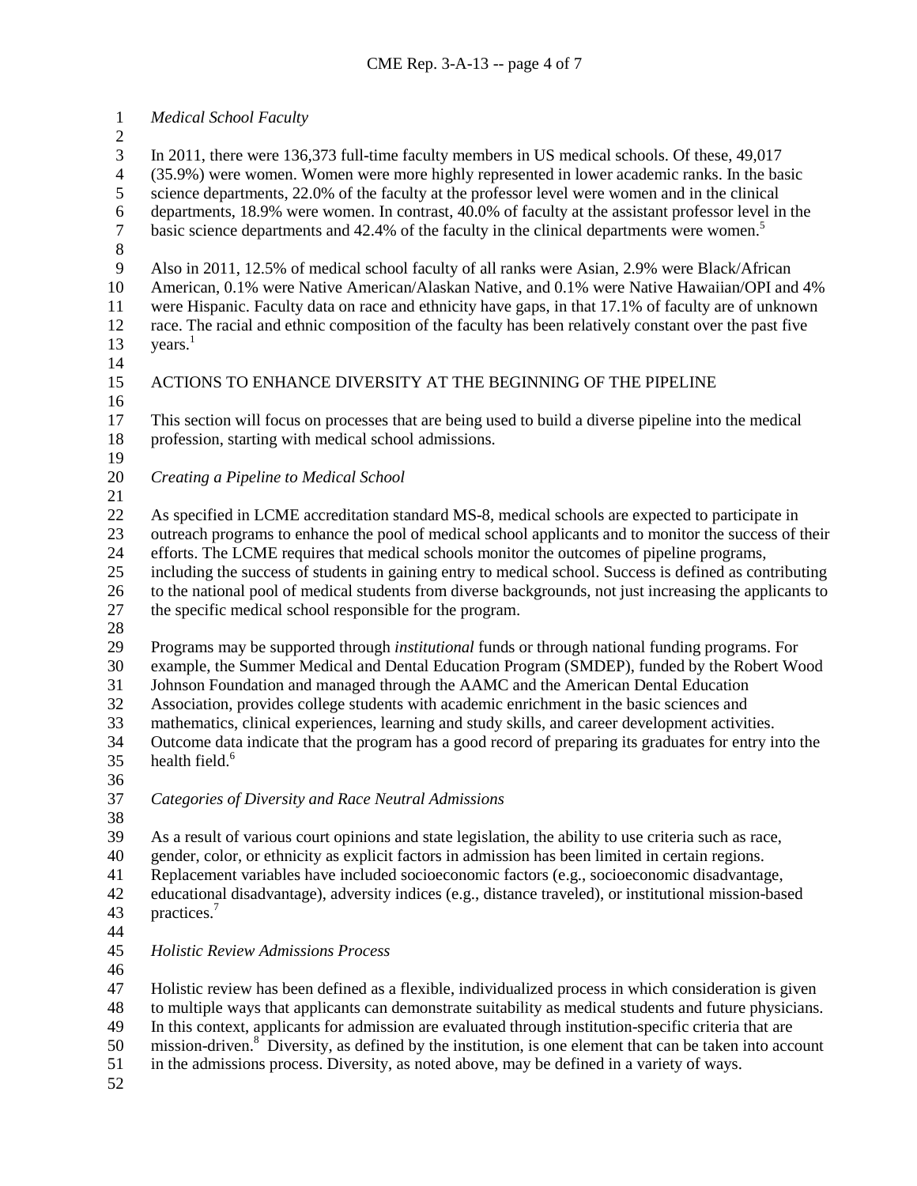*Medical School Faculty*

In 2011, there were 136,373 full-time faculty members in US medical schools. Of these, 49,017 (35.9%) were women. Women were more highly represented in lower academic ranks. In the basic science departments, 22.0% of the faculty at the professor level were women and in the clinical departments, 18.9% were women. In contrast, 40.0% of faculty at the assistant professor level in the basic science departments and 42.4% of the faculty in the clinical departments were women.[5]

Also in 2011, 12.5% of medical school faculty of all ranks were Asian, 2.9% were Black/African American, 0.1% were Native American/Alaskan Native, and 0.1% were Native Hawaiian/OPI and 4% were Hispanic. Faculty data on race and ethnicity have gaps, in that 17.1% of faculty are of unknown race. The racial and ethnic composition of the faculty has been relatively constant over the past five years.[1]

## ACTIONS TO ENHANCE DIVERSITY AT THE BEGINNING OF THE PIPELINE

This section will focus on processes that are being used to build a diverse pipeline into the medical profession, starting with medical school admissions.

*Creating a Pipeline to Medical School*

As specified in LCME accreditation standard MS-8, medical schools are expected to participate in outreach programs to enhance the pool of medical school applicants and to monitor the success of their efforts. The LCME requires that medical schools monitor the outcomes of pipeline programs, including the success of students in gaining entry to medical school. Success is defined as contributing to the national pool of medical students from diverse backgrounds, not just increasing the applicants to the specific medical school responsible for the program.

Programs may be supported through *institutional* funds or through national funding programs. For example, the Summer Medical and Dental Education Program (SMDEP), funded by the Robert Wood Johnson Foundation and managed through the AAMC and the American Dental Education Association, provides college students with academic enrichment in the basic sciences and mathematics, clinical experiences, learning and study skills, and career development activities. Outcome data indicate that the program has a good record of preparing its graduates for entry into the health field.[6]

*Categories of Diversity and Race Neutral Admissions*

As a result of various court opinions and state legislation, the ability to use criteria such as race, gender, color, or ethnicity as explicit factors in admission has been limited in certain regions. Replacement variables have included socioeconomic factors (e.g., socioeconomic disadvantage, educational disadvantage), adversity indices (e.g., distance traveled), or institutional mission-based practices.[7]

*Holistic Review Admissions Process*

Holistic review has been defined as a flexible, individualized process in which consideration is given to multiple ways that applicants can demonstrate suitability as medical students and future physicians. In this context, applicants for admission are evaluated through institution-specific criteria that are mission-driven.[8] Diversity, as defined by the institution, is one element that can be taken into account in the admissions process. Diversity, as noted above, may be defined in a variety of ways.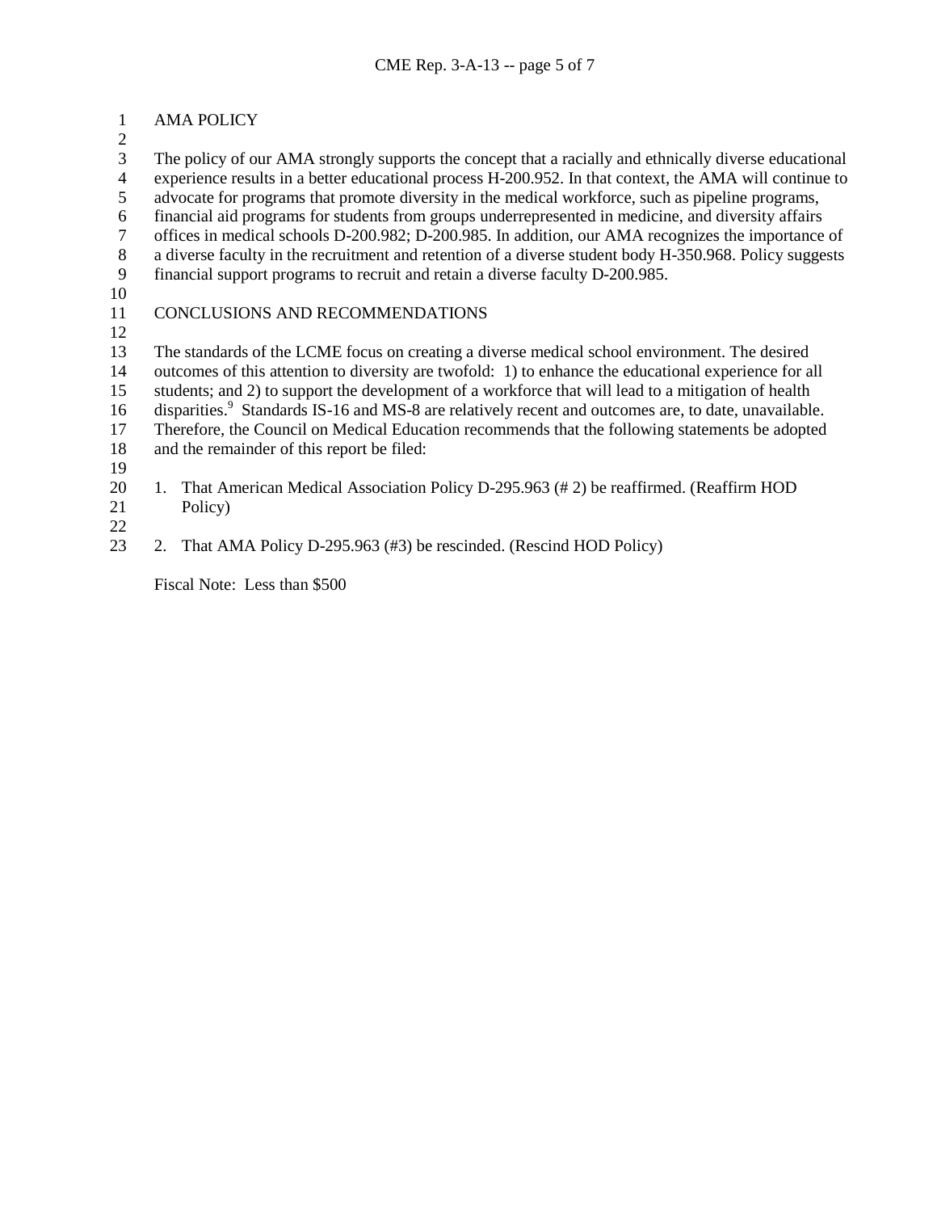## AMA POLICY

The policy of our AMA strongly supports the concept that a racially and ethnically diverse educational experience results in a better educational process H-200.952. In that context, the AMA will continue to advocate for programs that promote diversity in the medical workforce, such as pipeline programs, financial aid programs for students from groups underrepresented in medicine, and diversity affairs offices in medical schools D-200.982; D-200.985. In addition, our AMA recognizes the importance of a diverse faculty in the recruitment and retention of a diverse student body H-350.968. Policy suggests financial support programs to recruit and retain a diverse faculty D-200.985.

## CONCLUSIONS AND RECOMMENDATIONS

The standards of the LCME focus on creating a diverse medical school environment. The desired outcomes of this attention to diversity are twofold: 1) to enhance the educational experience for all students; and 2) to support the development of a workforce that will lead to a mitigation of health disparities.[9] Standards IS-16 and MS-8 are relatively recent and outcomes are, to date, unavailable. Therefore, the Council on Medical Education recommends that the following statements be adopted and the remainder of this report be filed:

1. That American Medical Association Policy D-295.963 (# 2) be reaffirmed. (Reaffirm HOD Policy)

2. That AMA Policy D-295.963 (#3) be rescinded. (Rescind HOD Policy)

Fiscal Note: Less than $500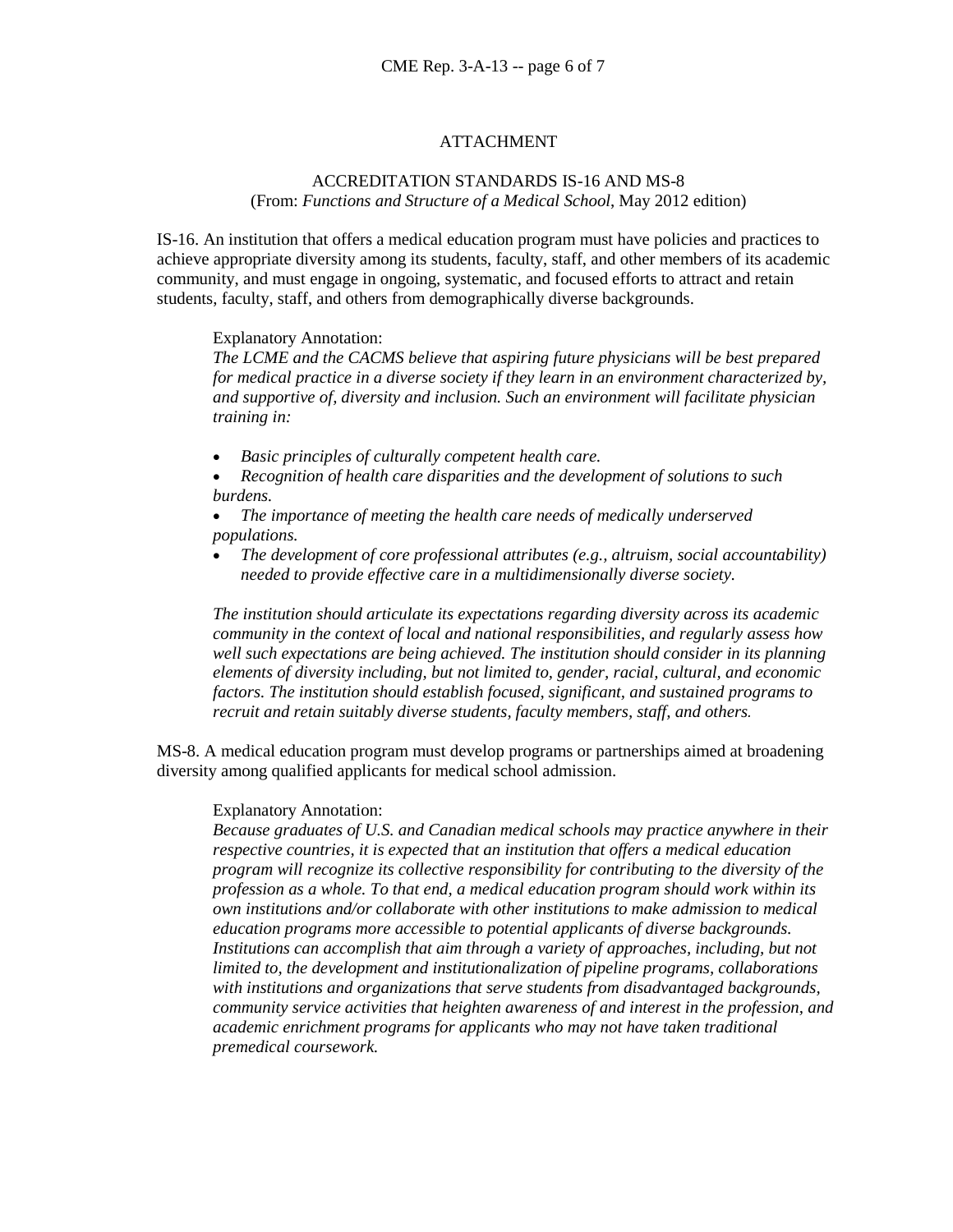## ATTACHMENT

### ACCREDITATION STANDARDS IS-16 AND MS-8
(From: *Functions and Structure of a Medical School*, May 2012 edition)

IS-16. An institution that offers a medical education program must have policies and practices to achieve appropriate diversity among its students, faculty, staff, and other members of its academic community, and must engage in ongoing, systematic, and focused efforts to attract and retain students, faculty, staff, and others from demographically diverse backgrounds.

Explanatory Annotation:
*The LCME and the CACMS believe that aspiring future physicians will be best prepared for medical practice in a diverse society if they learn in an environment characterized by, and supportive of, diversity and inclusion. Such an environment will facilitate physician training in:*

- *Basic principles of culturally competent health care.*
- *Recognition of health care disparities and the development of solutions to such burdens.*
- *The importance of meeting the health care needs of medically underserved populations.*
- *The development of core professional attributes (e.g., altruism, social accountability) needed to provide effective care in a multidimensionally diverse society.*

*The institution should articulate its expectations regarding diversity across its academic community in the context of local and national responsibilities, and regularly assess how well such expectations are being achieved. The institution should consider in its planning elements of diversity including, but not limited to, gender, racial, cultural, and economic factors. The institution should establish focused, significant, and sustained programs to recruit and retain suitably diverse students, faculty members, staff, and others.*

MS-8. A medical education program must develop programs or partnerships aimed at broadening diversity among qualified applicants for medical school admission.

Explanatory Annotation:
*Because graduates of U.S. and Canadian medical schools may practice anywhere in their respective countries, it is expected that an institution that offers a medical education program will recognize its collective responsibility for contributing to the diversity of the profession as a whole. To that end, a medical education program should work within its own institutions and/or collaborate with other institutions to make admission to medical education programs more accessible to potential applicants of diverse backgrounds. Institutions can accomplish that aim through a variety of approaches, including, but not limited to, the development and institutionalization of pipeline programs, collaborations with institutions and organizations that serve students from disadvantaged backgrounds, community service activities that heighten awareness of and interest in the profession, and academic enrichment programs for applicants who may not have taken traditional premedical coursework.*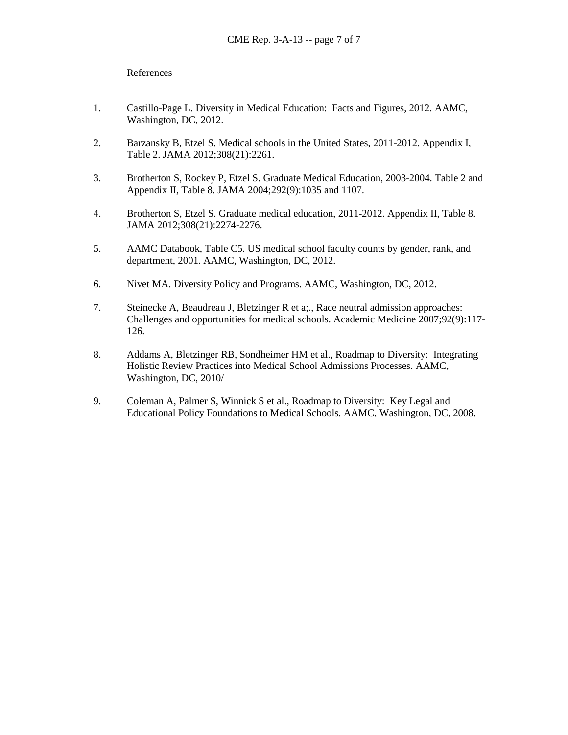References

1. Castillo-Page L. Diversity in Medical Education: Facts and Figures, 2012. AAMC, Washington, DC, 2012.

2. Barzansky B, Etzel S. Medical schools in the United States, 2011-2012. Appendix I, Table 2. JAMA 2012;308(21):2261.

3. Brotherton S, Rockey P, Etzel S. Graduate Medical Education, 2003-2004. Table 2 and Appendix II, Table 8. JAMA 2004;292(9):1035 and 1107.

4. Brotherton S, Etzel S. Graduate medical education, 2011-2012. Appendix II, Table 8. JAMA 2012;308(21):2274-2276.

5. AAMC Databook, Table C5. US medical school faculty counts by gender, rank, and department, 2001. AAMC, Washington, DC, 2012.

6. Nivet MA. Diversity Policy and Programs. AAMC, Washington, DC, 2012.

7. Steinecke A, Beaudreau J, Bletzinger R et a;., Race neutral admission approaches: Challenges and opportunities for medical schools. Academic Medicine 2007;92(9):117-126.

8. Addams A, Bletzinger RB, Sondheimer HM et al., Roadmap to Diversity: Integrating Holistic Review Practices into Medical School Admissions Processes. AAMC, Washington, DC, 2010/

9. Coleman A, Palmer S, Winnick S et al., Roadmap to Diversity: Key Legal and Educational Policy Foundations to Medical Schools. AAMC, Washington, DC, 2008.